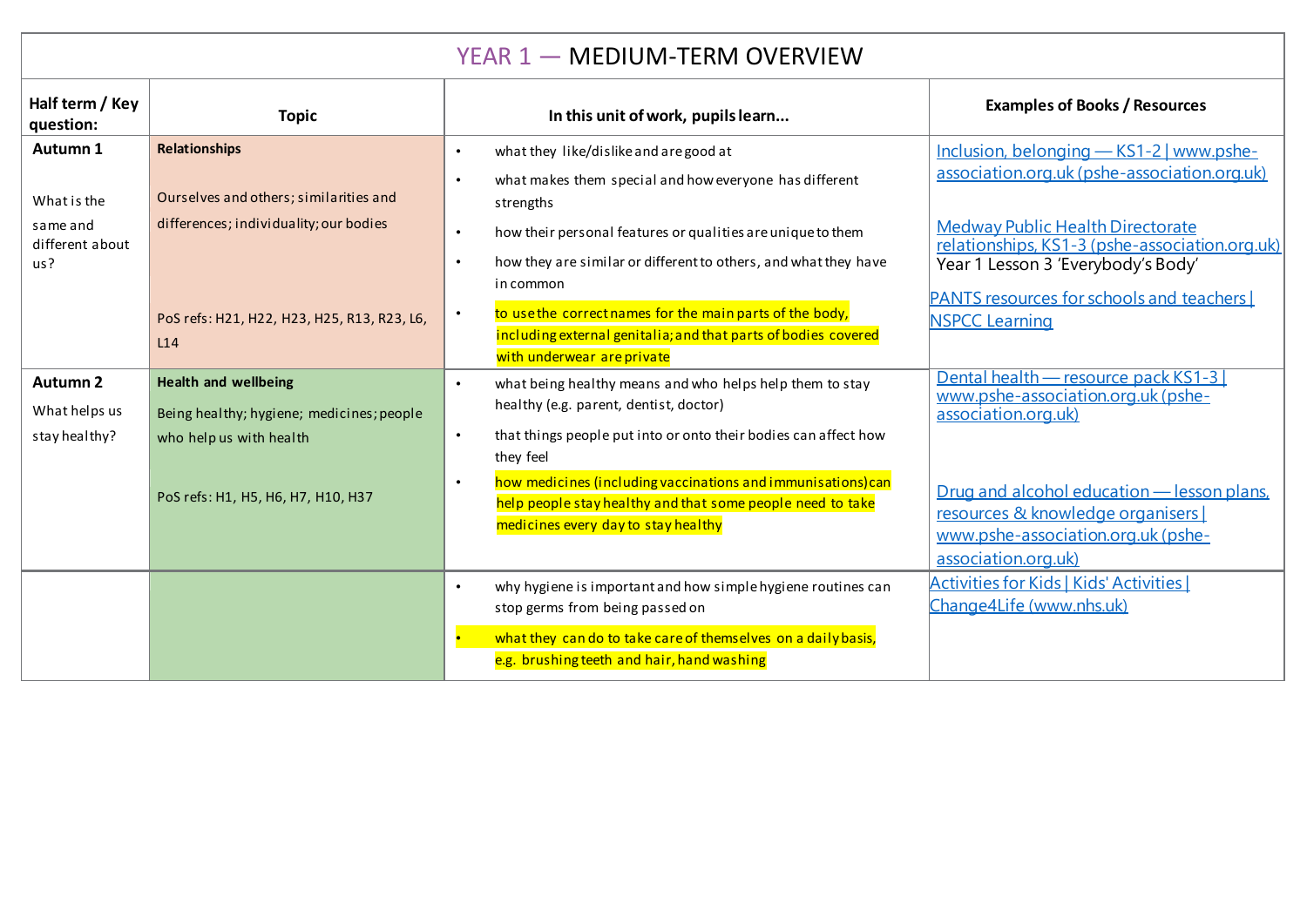# YEAR 1 — MEDIUM-TERM OVERVIEW

| Half term / Key question: | Topic | In this unit of work, pupils learn... | Examples of Books / Resources |
|---|---|---|---|
| **Autumn 1**<br><br>What is the same and different about us? | **Relationships**<br><br>Ourselves and others; similarities and differences; individuality; our bodies<br><br>PoS refs: H21, H22, H23, H25, R13, R23, L6, L14 | • what they like/dislike and are good at<br>• what makes them special and how everyone has different strengths<br>• how their personal features or qualities are unique to them<br>• how they are similar or different to others, and what they have in common<br>• to use the correct names for the main parts of the body, including external genitalia; and that parts of bodies covered with underwear are private | Inclusion, belonging — KS1-2 \| www.pshe-association.org.uk (pshe-association.org.uk)<br><br>Medway Public Health Directorate relationships, KS1-3 (pshe-association.org.uk) Year 1 Lesson 3 'Everybody's Body'<br><br>PANTS resources for schools and teachers \| NSPCC Learning |
| **Autumn 2**<br>What helps us stay healthy? | **Health and wellbeing**<br>Being healthy; hygiene; medicines; people who help us with health<br><br>PoS refs: H1, H5, H6, H7, H10, H37 | • what being healthy means and who helps help them to stay healthy (e.g. parent, dentist, doctor)<br>• that things people put into or onto their bodies can affect how they feel<br>• how medicines (including vaccinations and immunisations) can help people stay healthy and that some people need to take medicines every day to stay healthy | Dental health — resource pack KS1-3 \| www.pshe-association.org.uk (pshe-association.org.uk)<br><br>Drug and alcohol education — lesson plans, resources & knowledge organisers \| www.pshe-association.org.uk (pshe-association.org.uk) |
| | | • why hygiene is important and how simple hygiene routines can stop germs from being passed on<br>• what they can do to take care of themselves on a daily basis, e.g. brushing teeth and hair, hand washing | Activities for Kids \| Kids' Activities \| Change4Life (www.nhs.uk) |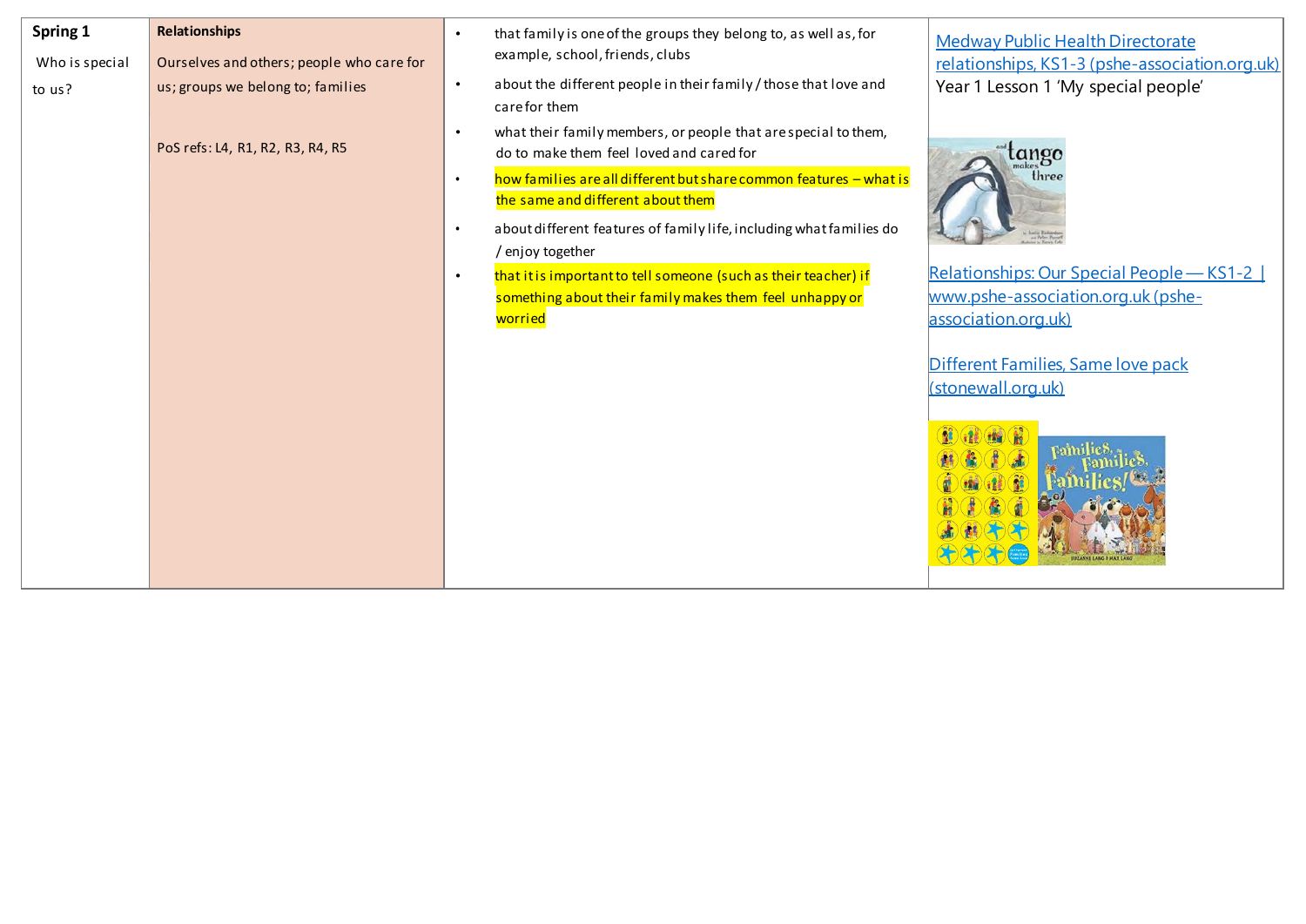| | | | |
|---|---|---|---|
| **Spring 1**<br><br>Who is special to us? | **Relationships**<br><br>Ourselves and others; people who care for us; groups we belong to; families<br><br>PoS refs: L4, R1, R2, R3, R4, R5 | • that family is one of the groups they belong to, as well as, for example, school, friends, clubs<br>• about the different people in their family / those that love and care for them<br>• what their family members, or people that are special to them, do to make them feel loved and cared for<br>• how families are all different but share common features – what is the same and different about them<br>• about different features of family life, including what families do / enjoy together<br>• that it is important to tell someone (such as their teacher) if something about their family makes them feel unhappy or worried | Medway Public Health Directorate relationships, KS1-3 (pshe-association.org.uk)<br>Year 1 Lesson 1 'My special people'<br><br>Relationships: Our Special People — KS1-2 \| www.pshe-association.org.uk (pshe-association.org.uk)<br><br>Different Families, Same love pack (stonewall.org.uk) |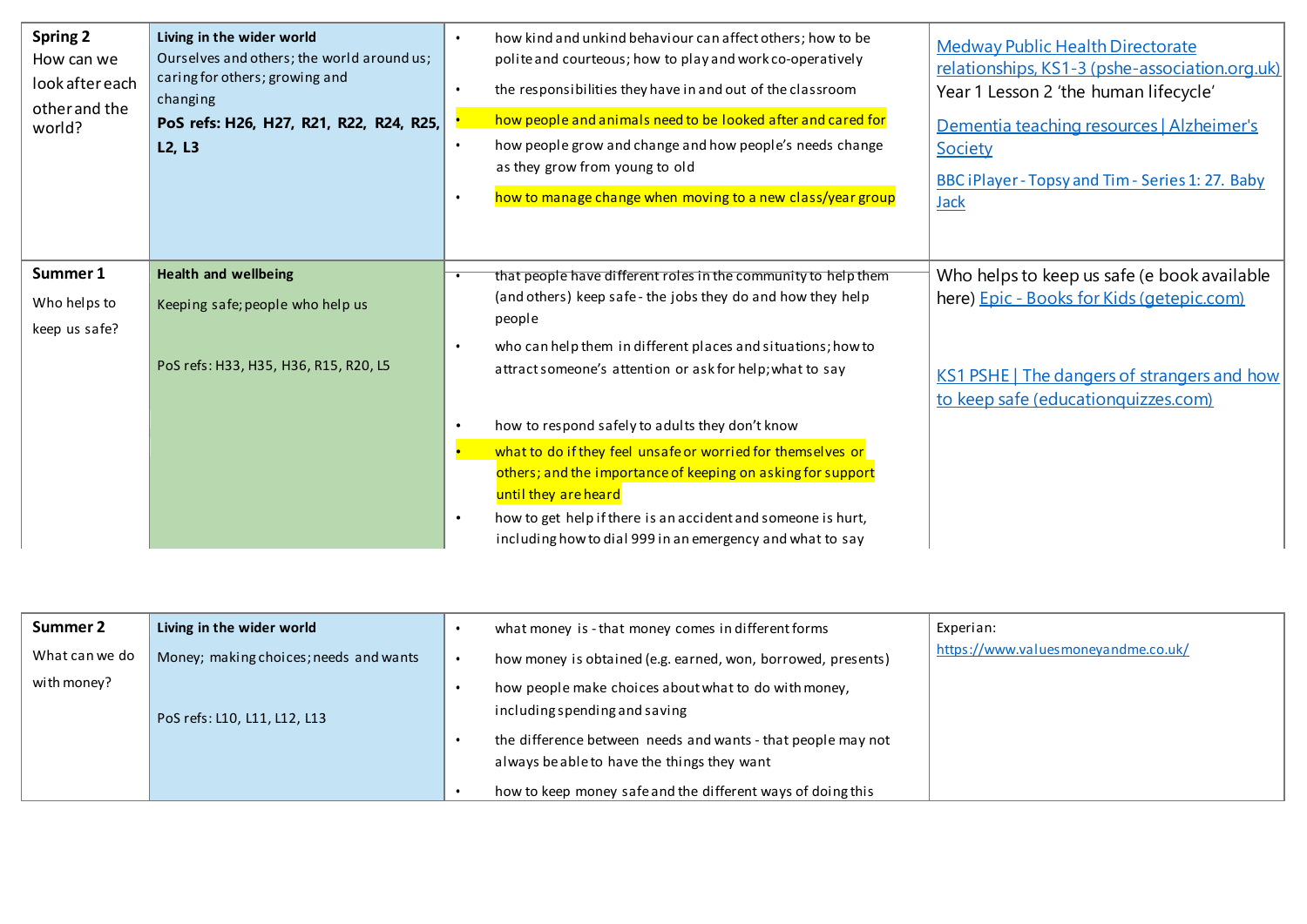| | | | |
|---|---|---|---|
| **Spring 2**<br>How can we look after each other and the world? | **Living in the wider world**<br>Ourselves and others; the world around us; caring for others; growing and changing<br>**PoS refs: H26, H27, R21, R22, R24, R25, L2, L3** | • how kind and unkind behaviour can affect others; how to be polite and courteous; how to play and work co-operatively<br>• the responsibilities they have in and out of the classroom<br>• how people and animals need to be looked after and cared for<br>• how people grow and change and how people's needs change as they grow from young to old<br>• how to manage change when moving to a new class/year group | Medway Public Health Directorate relationships, KS1-3 (pshe-association.org.uk) Year 1 Lesson 2 'the human lifecycle'<br>Dementia teaching resources \| Alzheimer's Society<br>BBC iPlayer - Topsy and Tim - Series 1: 27. Baby Jack |
| **Summer 1**<br>Who helps to keep us safe? | **Health and wellbeing**<br>Keeping safe; people who help us<br>PoS refs: H33, H35, H36, R15, R20, L5 | • that people have different roles in the community to help them (and others) keep safe - the jobs they do and how they help people<br>• who can help them in different places and situations; how to attract someone's attention or ask for help; what to say<br>• how to respond safely to adults they don't know<br>• what to do if they feel unsafe or worried for themselves or others; and the importance of keeping on asking for support until they are heard<br>• how to get help if there is an accident and someone is hurt, including how to dial 999 in an emergency and what to say | Who helps to keep us safe (e book available here) Epic - Books for Kids (getepic.com)<br>KS1 PSHE \| The dangers of strangers and how to keep safe (educationquizzes.com) |
| **Summer 2**<br>What can we do with money? | **Living in the wider world**<br>Money; making choices; needs and wants<br>PoS refs: L10, L11, L12, L13 | • what money is - that money comes in different forms<br>• how money is obtained (e.g. earned, won, borrowed, presents)<br>• how people make choices about what to do with money, including spending and saving<br>• the difference between needs and wants - that people may not always be able to have the things they want<br>• how to keep money safe and the different ways of doing this | Experian:<br>https://www.valuesmoneyandme.co.uk/ |